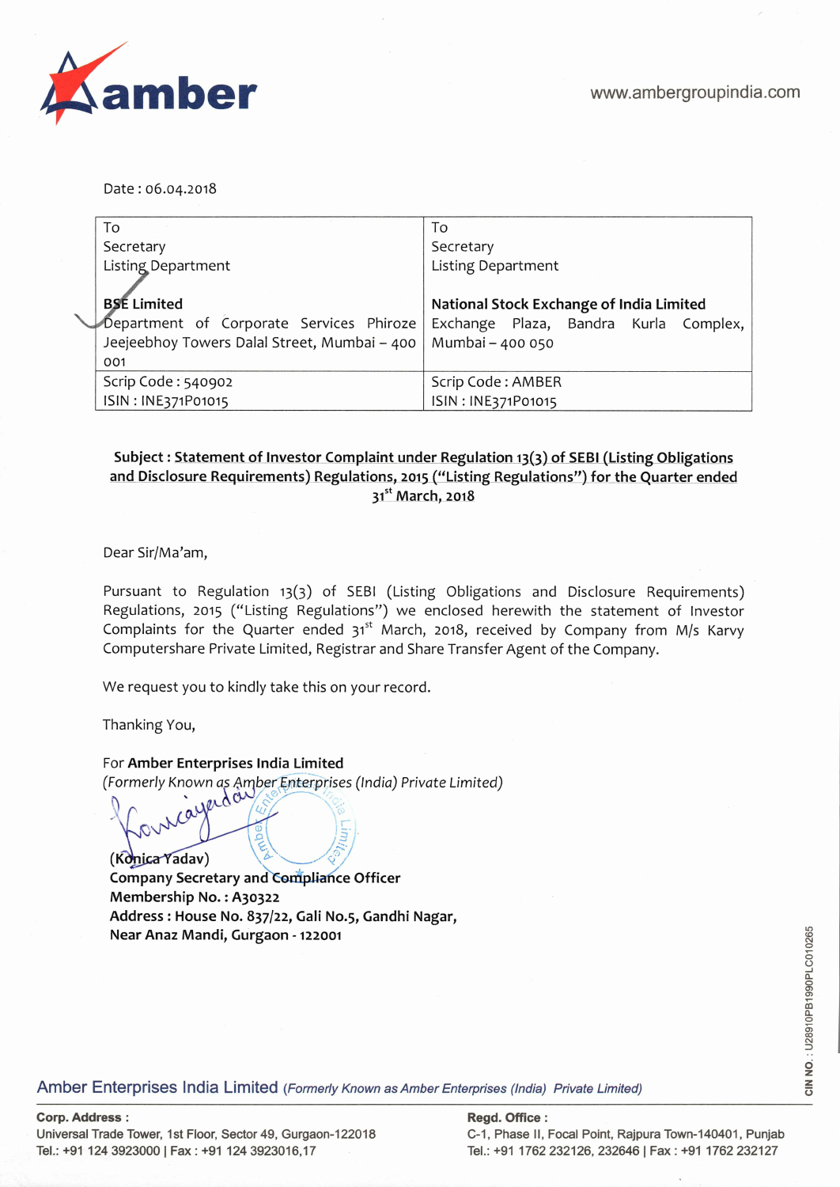amber

www.ambergroupindia.com

Date : 06.04.2018

| To<br>Secretary<br>Listing Department<br><br>**BSE Limited**<br>Department of Corporate Services Phiroze Jeejeebhoy Towers Dalal Street, Mumbai – 400 001 | To<br>Secretary<br>Listing Department<br><br>**National Stock Exchange of India Limited**<br>Exchange Plaza, Bandra Kurla Complex, Mumbai – 400 050 |
|---|---|
| Scrip Code : 540902<br>ISIN : INE371P01015 | Scrip Code : AMBER<br>ISIN : INE371P01015 |

**Subject : Statement of Investor Complaint under Regulation 13(3) of SEBI (Listing Obligations and Disclosure Requirements) Regulations, 2015 ("Listing Regulations") for the Quarter ended 31st March, 2018**

Dear Sir/Ma'am,

Pursuant to Regulation 13(3) of SEBI (Listing Obligations and Disclosure Requirements) Regulations, 2015 ("Listing Regulations") we enclosed herewith the statement of Investor Complaints for the Quarter ended 31st March, 2018, received by Company from M/s Karvy Computershare Private Limited, Registrar and Share Transfer Agent of the Company.

We request you to kindly take this on your record.

Thanking You,

For **Amber Enterprises India Limited**
*(Formerly Known as Amber Enterprises (India) Private Limited)*

(Konica Yadav)
**Company Secretary and Compliance Officer**
**Membership No. : A30322**
**Address : House No. 837/22, Gali No.5, Gandhi Nagar, Near Anaz Mandi, Gurgaon - 122001**

CIN NO. : U28910PB1990PLC010265

Amber Enterprises India Limited *(Formerly Known as Amber Enterprises (India) Private Limited)*

**Corp. Address :**
Universal Trade Tower, 1st Floor, Sector 49, Gurgaon-122018
Tel.: +91 124 3923000 | Fax : +91 124 3923016,17

**Regd. Office :**
C-1, Phase II, Focal Point, Rajpura Town-140401, Punjab
Tel.: +91 1762 232126, 232646 | Fax : +91 1762 232127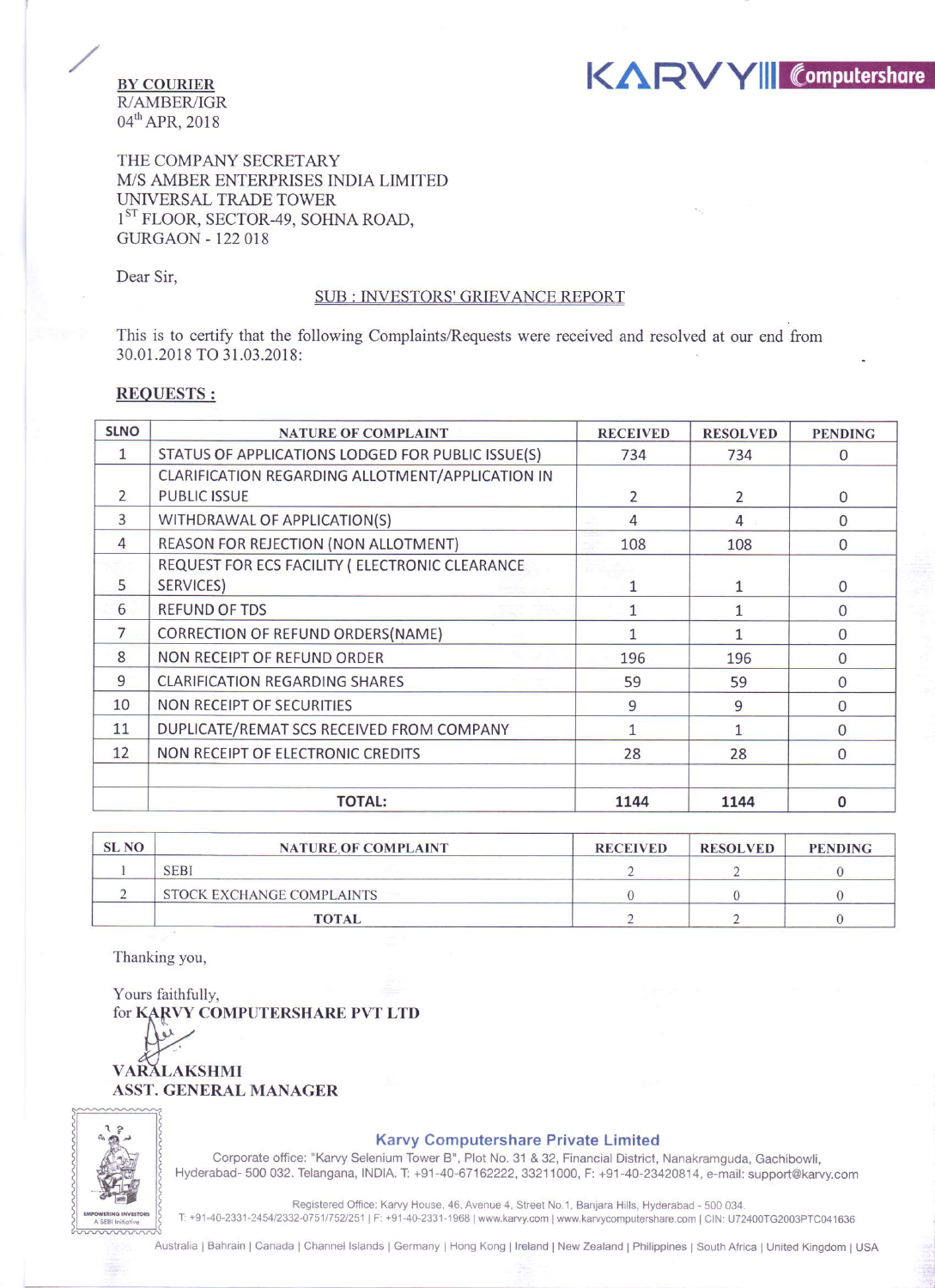**BY COURIER**
R/AMBER/IGR
04th APR, 2018

KARVY Computershare

THE COMPANY SECRETARY
M/S AMBER ENTERPRISES INDIA LIMITED
UNIVERSAL TRADE TOWER
1ST FLOOR, SECTOR-49, SOHNA ROAD,
GURGAON - 122 018

Dear Sir,

**SUB : INVESTORS' GRIEVANCE REPORT**

This is to certify that the following Complaints/Requests were received and resolved at our end from 30.01.2018 TO 31.03.2018:

**REQUESTS :**

| SLNO | NATURE OF COMPLAINT | RECEIVED | RESOLVED | PENDING |
|---|---|---|---|---|
| 1 | STATUS OF APPLICATIONS LODGED FOR PUBLIC ISSUE(S) | 734 | 734 | 0 |
| 2 | CLARIFICATION REGARDING ALLOTMENT/APPLICATION IN PUBLIC ISSUE | 2 | 2 | 0 |
| 3 | WITHDRAWAL OF APPLICATION(S) | 4 | 4 | 0 |
| 4 | REASON FOR REJECTION (NON ALLOTMENT) | 108 | 108 | 0 |
| 5 | REQUEST FOR ECS FACILITY ( ELECTRONIC CLEARANCE SERVICES) | 1 | 1 | 0 |
| 6 | REFUND OF TDS | 1 | 1 | 0 |
| 7 | CORRECTION OF REFUND ORDERS(NAME) | 1 | 1 | 0 |
| 8 | NON RECEIPT OF REFUND ORDER | 196 | 196 | 0 |
| 9 | CLARIFICATION REGARDING SHARES | 59 | 59 | 0 |
| 10 | NON RECEIPT OF SECURITIES | 9 | 9 | 0 |
| 11 | DUPLICATE/REMAT SCS RECEIVED FROM COMPANY | 1 | 1 | 0 |
| 12 | NON RECEIPT OF ELECTRONIC CREDITS | 28 | 28 | 0 |
| | | | | |
| | **TOTAL:** | **1144** | **1144** | **0** |

| SL NO | NATURE OF COMPLAINT | RECEIVED | RESOLVED | PENDING |
|---|---|---|---|---|
| 1 | SEBI | 2 | 2 | 0 |
| 2 | STOCK EXCHANGE COMPLAINTS | 0 | 0 | 0 |
| | TOTAL | 2 | 2 | 0 |

Thanking you,

Yours faithfully,
for **KARVY COMPUTERSHARE PVT LTD**

**VARALAKSHMI**
**ASST. GENERAL MANAGER**

EMPOWERING INVESTORS
A SEBI Initiative

**Karvy Computershare Private Limited**
Corporate office: "Karvy Selenium Tower B", Plot No. 31 & 32, Financial District, Nanakramguda, Gachibowli, Hyderabad- 500 032. Telangana, INDIA. T: +91-40-67162222, 33211000, F: +91-40-23420814, e-mail: support@karvy.com

Registered Office: Karvy House, 46, Avenue 4, Street No.1, Banjara Hills, Hyderabad - 500 034.
T: +91-40-2331-2454/2332-0751/752/251 | F: +91-40-2331-1968 | www.karvy.com | www.karvycomputershare.com | CIN: U72400TG2003PTC041636

Australia | Bahrain | Canada | Channel Islands | Germany | Hong Kong | Ireland | New Zealand | Philippines | South Africa | United Kingdom | USA